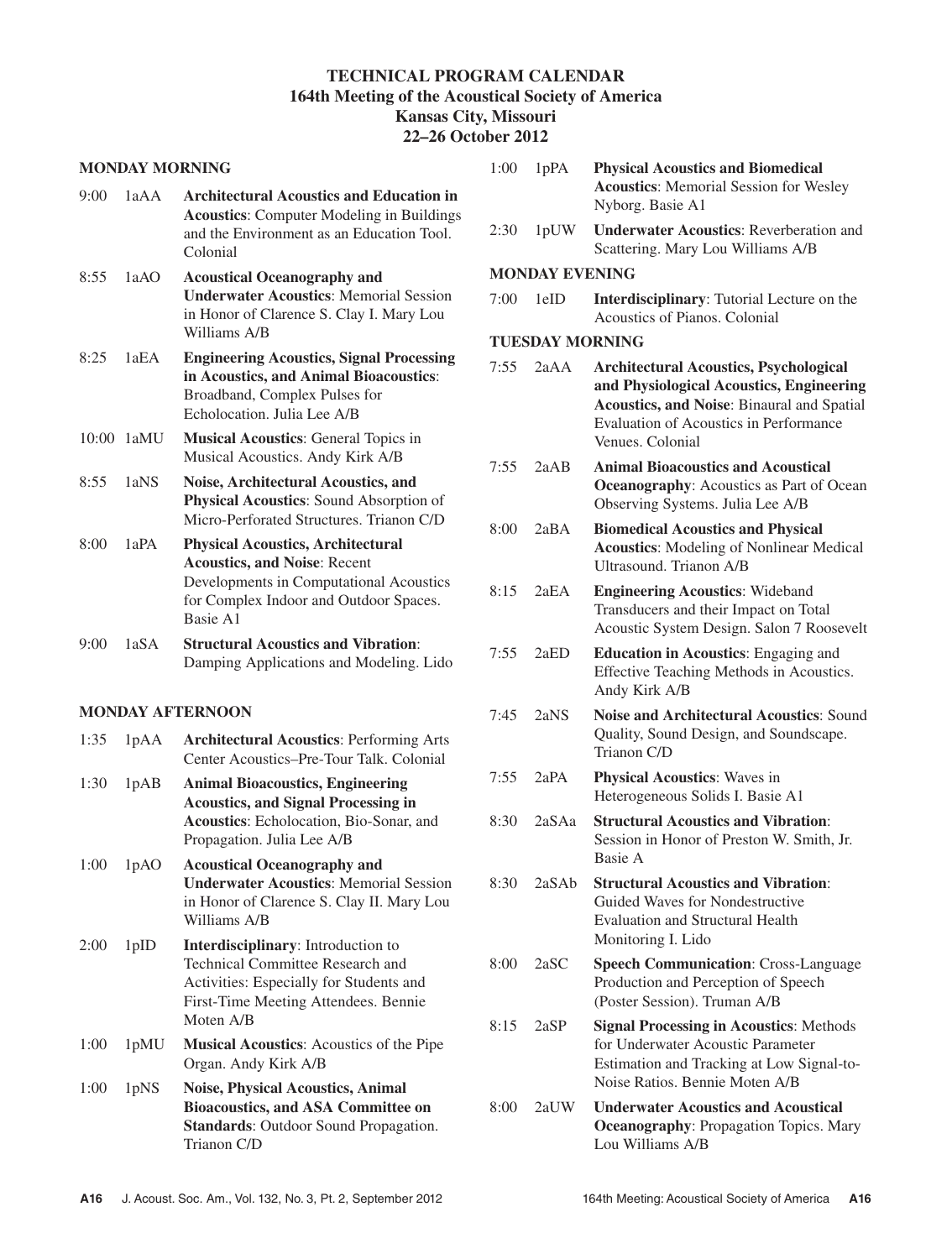# TECHNICAL PROGRAM CALENDAR
## 164th Meeting of the Acoustical Society of America
## Kansas City, Missouri
## 22–26 October 2012

### MONDAY MORNING

9:00 1aAA **Architectural Acoustics and Education in Acoustics**: Computer Modeling in Buildings and the Environment as an Education Tool. Colonial

8:55 1aAO **Acoustical Oceanography and Underwater Acoustics**: Memorial Session in Honor of Clarence S. Clay I. Mary Lou Williams A/B

8:25 1aEA **Engineering Acoustics, Signal Processing in Acoustics, and Animal Bioacoustics**: Broadband, Complex Pulses for Echolocation. Julia Lee A/B

10:00 1aMU **Musical Acoustics**: General Topics in Musical Acoustics. Andy Kirk A/B

8:55 1aNS **Noise, Architectural Acoustics, and Physical Acoustics**: Sound Absorption of Micro-Perforated Structures. Trianon C/D

8:00 1aPA **Physical Acoustics, Architectural Acoustics, and Noise**: Recent Developments in Computational Acoustics for Complex Indoor and Outdoor Spaces. Basie A1

9:00 1aSA **Structural Acoustics and Vibration**: Damping Applications and Modeling. Lido

### MONDAY AFTERNOON

1:35 1pAA **Architectural Acoustics**: Performing Arts Center Acoustics–Pre-Tour Talk. Colonial

1:30 1pAB **Animal Bioacoustics, Engineering Acoustics, and Signal Processing in Acoustics**: Echolocation, Bio-Sonar, and Propagation. Julia Lee A/B

1:00 1pAO **Acoustical Oceanography and Underwater Acoustics**: Memorial Session in Honor of Clarence S. Clay II. Mary Lou Williams A/B

2:00 1pID **Interdisciplinary**: Introduction to Technical Committee Research and Activities: Especially for Students and First-Time Meeting Attendees. Bennie Moten A/B

1:00 1pMU **Musical Acoustics**: Acoustics of the Pipe Organ. Andy Kirk A/B

1:00 1pNS **Noise, Physical Acoustics, Animal Bioacoustics, and ASA Committee on Standards**: Outdoor Sound Propagation. Trianon C/D

1:00 1pPA **Physical Acoustics and Biomedical Acoustics**: Memorial Session for Wesley Nyborg. Basie A1

2:30 1pUW **Underwater Acoustics**: Reverberation and Scattering. Mary Lou Williams A/B

### MONDAY EVENING

7:00 1eID **Interdisciplinary**: Tutorial Lecture on the Acoustics of Pianos. Colonial

### TUESDAY MORNING

7:55 2aAA **Architectural Acoustics, Psychological and Physiological Acoustics, Engineering Acoustics, and Noise**: Binaural and Spatial Evaluation of Acoustics in Performance Venues. Colonial

7:55 2aAB **Animal Bioacoustics and Acoustical Oceanography**: Acoustics as Part of Ocean Observing Systems. Julia Lee A/B

8:00 2aBA **Biomedical Acoustics and Physical Acoustics**: Modeling of Nonlinear Medical Ultrasound. Trianon A/B

8:15 2aEA **Engineering Acoustics**: Wideband Transducers and their Impact on Total Acoustic System Design. Salon 7 Roosevelt

7:55 2aED **Education in Acoustics**: Engaging and Effective Teaching Methods in Acoustics. Andy Kirk A/B

7:45 2aNS **Noise and Architectural Acoustics**: Sound Quality, Sound Design, and Soundscape. Trianon C/D

7:55 2aPA **Physical Acoustics**: Waves in Heterogeneous Solids I. Basie A1

8:30 2aSAa **Structural Acoustics and Vibration**: Session in Honor of Preston W. Smith, Jr. Basie A

8:30 2aSAb **Structural Acoustics and Vibration**: Guided Waves for Nondestructive Evaluation and Structural Health Monitoring I. Lido

8:00 2aSC **Speech Communication**: Cross-Language Production and Perception of Speech (Poster Session). Truman A/B

8:15 2aSP **Signal Processing in Acoustics**: Methods for Underwater Acoustic Parameter Estimation and Tracking at Low Signal-to-Noise Ratios. Bennie Moten A/B

8:00 2aUW **Underwater Acoustics and Acoustical Oceanography**: Propagation Topics. Mary Lou Williams A/B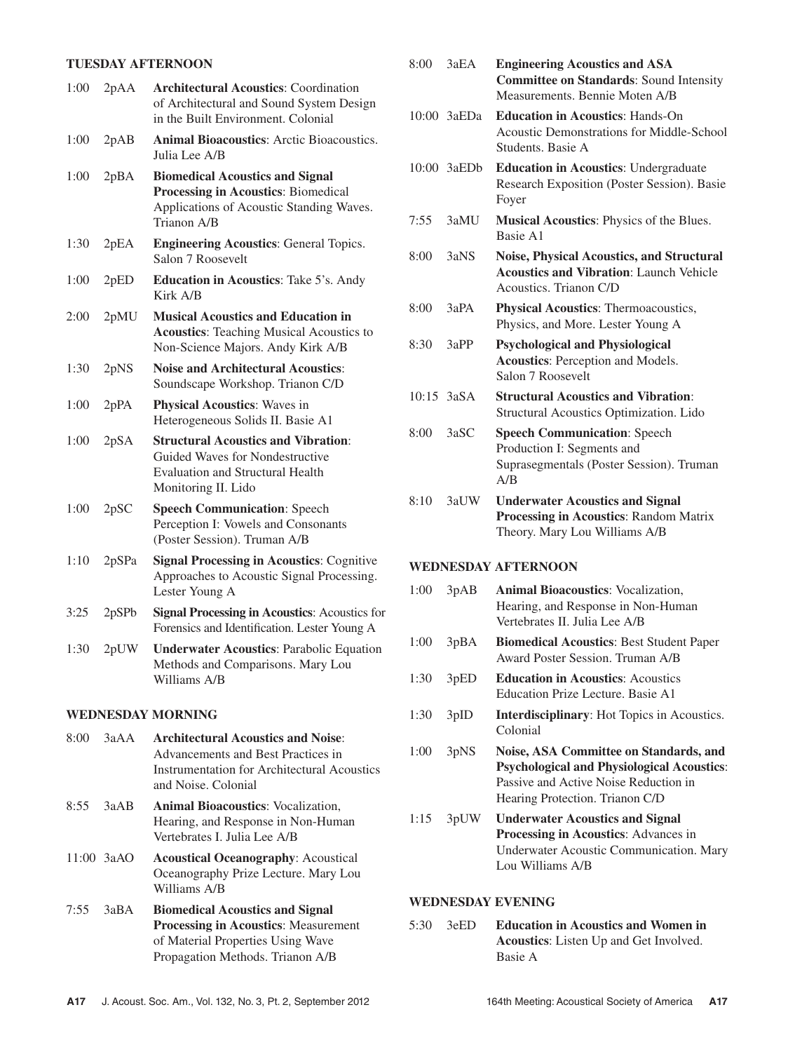**TUESDAY AFTERNOON**

1:00 2pAA **Architectural Acoustics**: Coordination of Architectural and Sound System Design in the Built Environment. Colonial

1:00 2pAB **Animal Bioacoustics**: Arctic Bioacoustics. Julia Lee A/B

1:00 2pBA **Biomedical Acoustics and Signal Processing in Acoustics**: Biomedical Applications of Acoustic Standing Waves. Trianon A/B

1:30 2pEA **Engineering Acoustics**: General Topics. Salon 7 Roosevelt

1:00 2pED **Education in Acoustics**: Take 5's. Andy Kirk A/B

2:00 2pMU **Musical Acoustics and Education in Acoustics**: Teaching Musical Acoustics to Non-Science Majors. Andy Kirk A/B

1:30 2pNS **Noise and Architectural Acoustics**: Soundscape Workshop. Trianon C/D

1:00 2pPA **Physical Acoustics**: Waves in Heterogeneous Solids II. Basie A1

1:00 2pSA **Structural Acoustics and Vibration**: Guided Waves for Nondestructive Evaluation and Structural Health Monitoring II. Lido

1:00 2pSC **Speech Communication**: Speech Perception I: Vowels and Consonants (Poster Session). Truman A/B

1:10 2pSPa **Signal Processing in Acoustics**: Cognitive Approaches to Acoustic Signal Processing. Lester Young A

3:25 2pSPb **Signal Processing in Acoustics**: Acoustics for Forensics and Identification. Lester Young A

1:30 2pUW **Underwater Acoustics**: Parabolic Equation Methods and Comparisons. Mary Lou Williams A/B

**WEDNESDAY MORNING**

8:00 3aAA **Architectural Acoustics and Noise**: Advancements and Best Practices in Instrumentation for Architectural Acoustics and Noise. Colonial

8:55 3aAB **Animal Bioacoustics**: Vocalization, Hearing, and Response in Non-Human Vertebrates I. Julia Lee A/B

11:00 3aAO **Acoustical Oceanography**: Acoustical Oceanography Prize Lecture. Mary Lou Williams A/B

7:55 3aBA **Biomedical Acoustics and Signal Processing in Acoustics**: Measurement of Material Properties Using Wave Propagation Methods. Trianon A/B

8:00 3aEA **Engineering Acoustics and ASA Committee on Standards**: Sound Intensity Measurements. Bennie Moten A/B

10:00 3aEDa **Education in Acoustics**: Hands-On Acoustic Demonstrations for Middle-School Students. Basie A

10:00 3aEDb **Education in Acoustics**: Undergraduate Research Exposition (Poster Session). Basie Foyer

7:55 3aMU **Musical Acoustics**: Physics of the Blues. Basie A1

8:00 3aNS **Noise, Physical Acoustics, and Structural Acoustics and Vibration**: Launch Vehicle Acoustics. Trianon C/D

8:00 3aPA **Physical Acoustics**: Thermoacoustics, Physics, and More. Lester Young A

8:30 3aPP **Psychological and Physiological Acoustics**: Perception and Models. Salon 7 Roosevelt

10:15 3aSA **Structural Acoustics and Vibration**: Structural Acoustics Optimization. Lido

8:00 3aSC **Speech Communication**: Speech Production I: Segments and Suprasegmentals (Poster Session). Truman A/B

8:10 3aUW **Underwater Acoustics and Signal Processing in Acoustics**: Random Matrix Theory. Mary Lou Williams A/B

**WEDNESDAY AFTERNOON**

1:00 3pAB **Animal Bioacoustics**: Vocalization, Hearing, and Response in Non-Human Vertebrates II. Julia Lee A/B

1:00 3pBA **Biomedical Acoustics**: Best Student Paper Award Poster Session. Truman A/B

1:30 3pED **Education in Acoustics**: Acoustics Education Prize Lecture. Basie A1

1:30 3pID **Interdisciplinary**: Hot Topics in Acoustics. Colonial

1:00 3pNS **Noise, ASA Committee on Standards, and Psychological and Physiological Acoustics**: Passive and Active Noise Reduction in Hearing Protection. Trianon C/D

1:15 3pUW **Underwater Acoustics and Signal Processing in Acoustics**: Advances in Underwater Acoustic Communication. Mary Lou Williams A/B

**WEDNESDAY EVENING**

5:30 3eED **Education in Acoustics and Women in Acoustics**: Listen Up and Get Involved. Basie A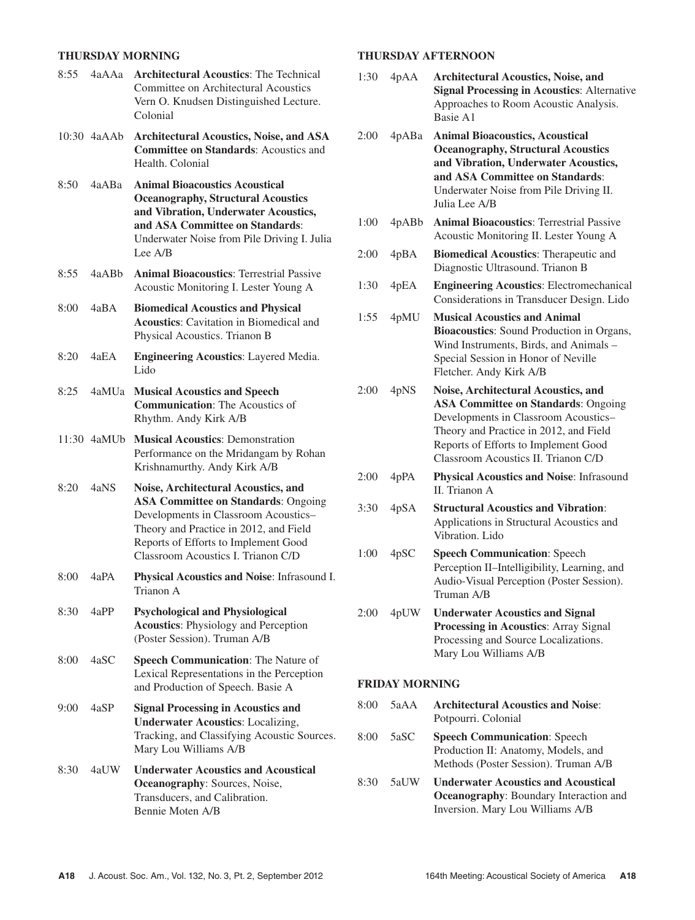## THURSDAY MORNING

8:55 4aAAa **Architectural Acoustics**: The Technical Committee on Architectural Acoustics Vern O. Knudsen Distinguished Lecture. Colonial

10:30 4aAAb **Architectural Acoustics, Noise, and ASA Committee on Standards**: Acoustics and Health. Colonial

8:50 4aABa **Animal Bioacoustics Acoustical Oceanography, Structural Acoustics and Vibration, Underwater Acoustics, and ASA Committee on Standards**: Underwater Noise from Pile Driving I. Julia Lee A/B

8:55 4aABb **Animal Bioacoustics**: Terrestrial Passive Acoustic Monitoring I. Lester Young A

8:00 4aBA **Biomedical Acoustics and Physical Acoustics**: Cavitation in Biomedical and Physical Acoustics. Trianon B

8:20 4aEA **Engineering Acoustics**: Layered Media. Lido

8:25 4aMUa **Musical Acoustics and Speech Communication**: The Acoustics of Rhythm. Andy Kirk A/B

11:30 4aMUb **Musical Acoustics**: Demonstration Performance on the Mridangam by Rohan Krishnamurthy. Andy Kirk A/B

8:20 4aNS **Noise, Architectural Acoustics, and ASA Committee on Standards**: Ongoing Developments in Classroom Acoustics– Theory and Practice in 2012, and Field Reports of Efforts to Implement Good Classroom Acoustics I. Trianon C/D

8:00 4aPA **Physical Acoustics and Noise**: Infrasound I. Trianon A

8:30 4aPP **Psychological and Physiological Acoustics**: Physiology and Perception (Poster Session). Truman A/B

8:00 4aSC **Speech Communication**: The Nature of Lexical Representations in the Perception and Production of Speech. Basie A

9:00 4aSP **Signal Processing in Acoustics and Underwater Acoustics**: Localizing, Tracking, and Classifying Acoustic Sources. Mary Lou Williams A/B

8:30 4aUW **Underwater Acoustics and Acoustical Oceanography**: Sources, Noise, Transducers, and Calibration. Bennie Moten A/B

## THURSDAY AFTERNOON

1:30 4pAA **Architectural Acoustics, Noise, and Signal Processing in Acoustics**: Alternative Approaches to Room Acoustic Analysis. Basie A1

2:00 4pABa **Animal Bioacoustics, Acoustical Oceanography, Structural Acoustics and Vibration, Underwater Acoustics, and ASA Committee on Standards**: Underwater Noise from Pile Driving II. Julia Lee A/B

1:00 4pABb **Animal Bioacoustics**: Terrestrial Passive Acoustic Monitoring II. Lester Young A

2:00 4pBA **Biomedical Acoustics**: Therapeutic and Diagnostic Ultrasound. Trianon B

1:30 4pEA **Engineering Acoustics**: Electromechanical Considerations in Transducer Design. Lido

1:55 4pMU **Musical Acoustics and Animal Bioacoustics**: Sound Production in Organs, Wind Instruments, Birds, and Animals – Special Session in Honor of Neville Fletcher. Andy Kirk A/B

2:00 4pNS **Noise, Architectural Acoustics, and ASA Committee on Standards**: Ongoing Developments in Classroom Acoustics– Theory and Practice in 2012, and Field Reports of Efforts to Implement Good Classroom Acoustics II. Trianon C/D

2:00 4pPA **Physical Acoustics and Noise**: Infrasound II. Trianon A

3:30 4pSA **Structural Acoustics and Vibration**: Applications in Structural Acoustics and Vibration. Lido

1:00 4pSC **Speech Communication**: Speech Perception II–Intelligibility, Learning, and Audio-Visual Perception (Poster Session). Truman A/B

2:00 4pUW **Underwater Acoustics and Signal Processing in Acoustics**: Array Signal Processing and Source Localizations. Mary Lou Williams A/B

## FRIDAY MORNING

8:00 5aAA **Architectural Acoustics and Noise**: Potpourri. Colonial

8:00 5aSC **Speech Communication**: Speech Production II: Anatomy, Models, and Methods (Poster Session). Truman A/B

8:30 5aUW **Underwater Acoustics and Acoustical Oceanography**: Boundary Interaction and Inversion. Mary Lou Williams A/B